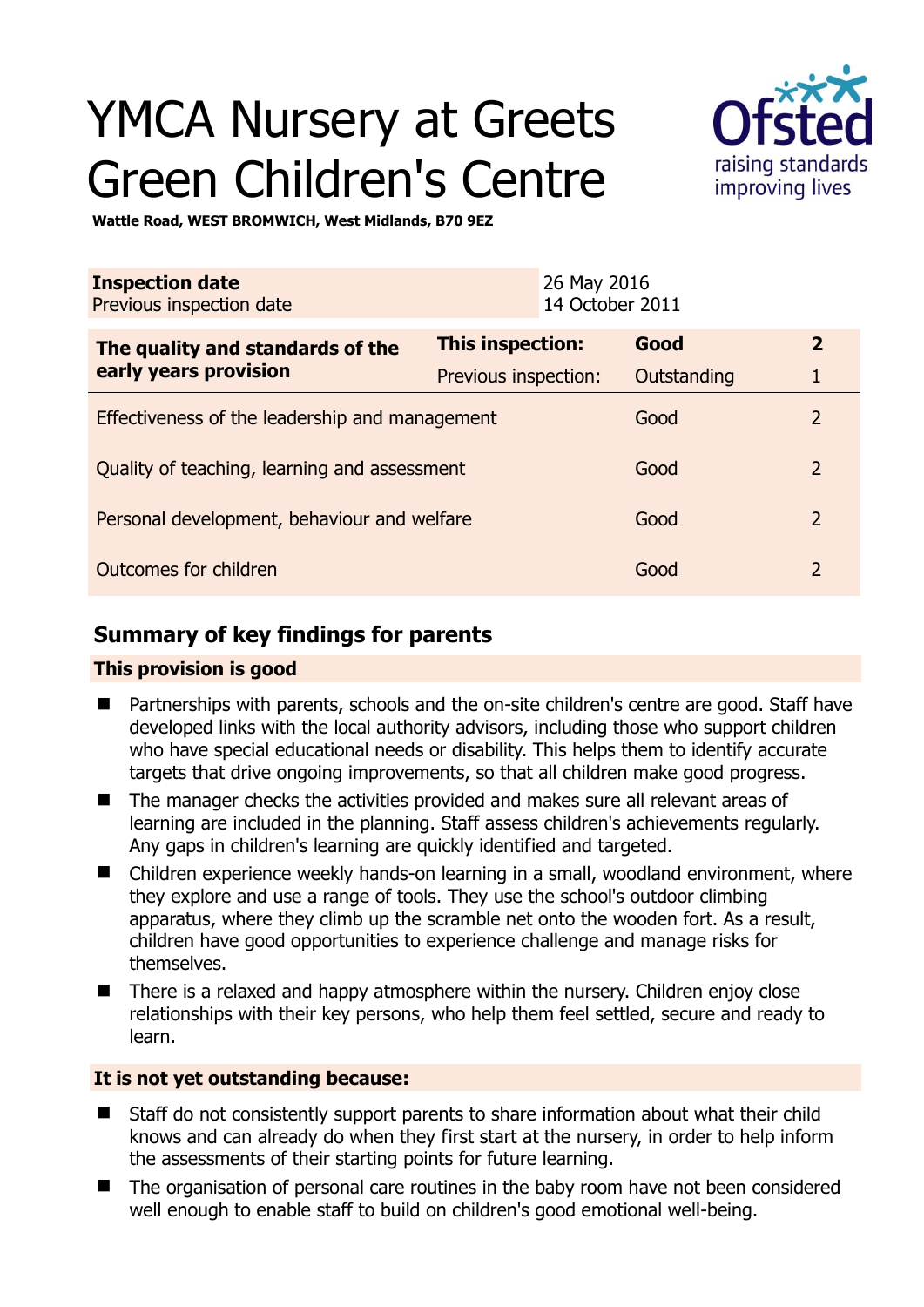# YMCA Nursery at Greets Green Children's Centre

**Wattle Road, WEST BROMWICH, West Midlands, B70 9EZ**

| **Inspection date** | 26 May 2016 |
|---|---|
| Previous inspection date | 14 October 2011 |

| **The quality and standards of the early years provision** | **This inspection:** | **Good** | **2** |
|---|---|---|---|
| | Previous inspection: | Outstanding | 1 |
| Effectiveness of the leadership and management | | Good | 2 |
| Quality of teaching, learning and assessment | | Good | 2 |
| Personal development, behaviour and welfare | | Good | 2 |
| Outcomes for children | | Good | 2 |

## Summary of key findings for parents

**This provision is good**

- Partnerships with parents, schools and the on-site children's centre are good. Staff have developed links with the local authority advisors, including those who support children who have special educational needs or disability. This helps them to identify accurate targets that drive ongoing improvements, so that all children make good progress.
- The manager checks the activities provided and makes sure all relevant areas of learning are included in the planning. Staff assess children's achievements regularly. Any gaps in children's learning are quickly identified and targeted.
- Children experience weekly hands-on learning in a small, woodland environment, where they explore and use a range of tools. They use the school's outdoor climbing apparatus, where they climb up the scramble net onto the wooden fort. As a result, children have good opportunities to experience challenge and manage risks for themselves.
- There is a relaxed and happy atmosphere within the nursery. Children enjoy close relationships with their key persons, who help them feel settled, secure and ready to learn.

**It is not yet outstanding because:**

- Staff do not consistently support parents to share information about what their child knows and can already do when they first start at the nursery, in order to help inform the assessments of their starting points for future learning.
- The organisation of personal care routines in the baby room have not been considered well enough to enable staff to build on children's good emotional well-being.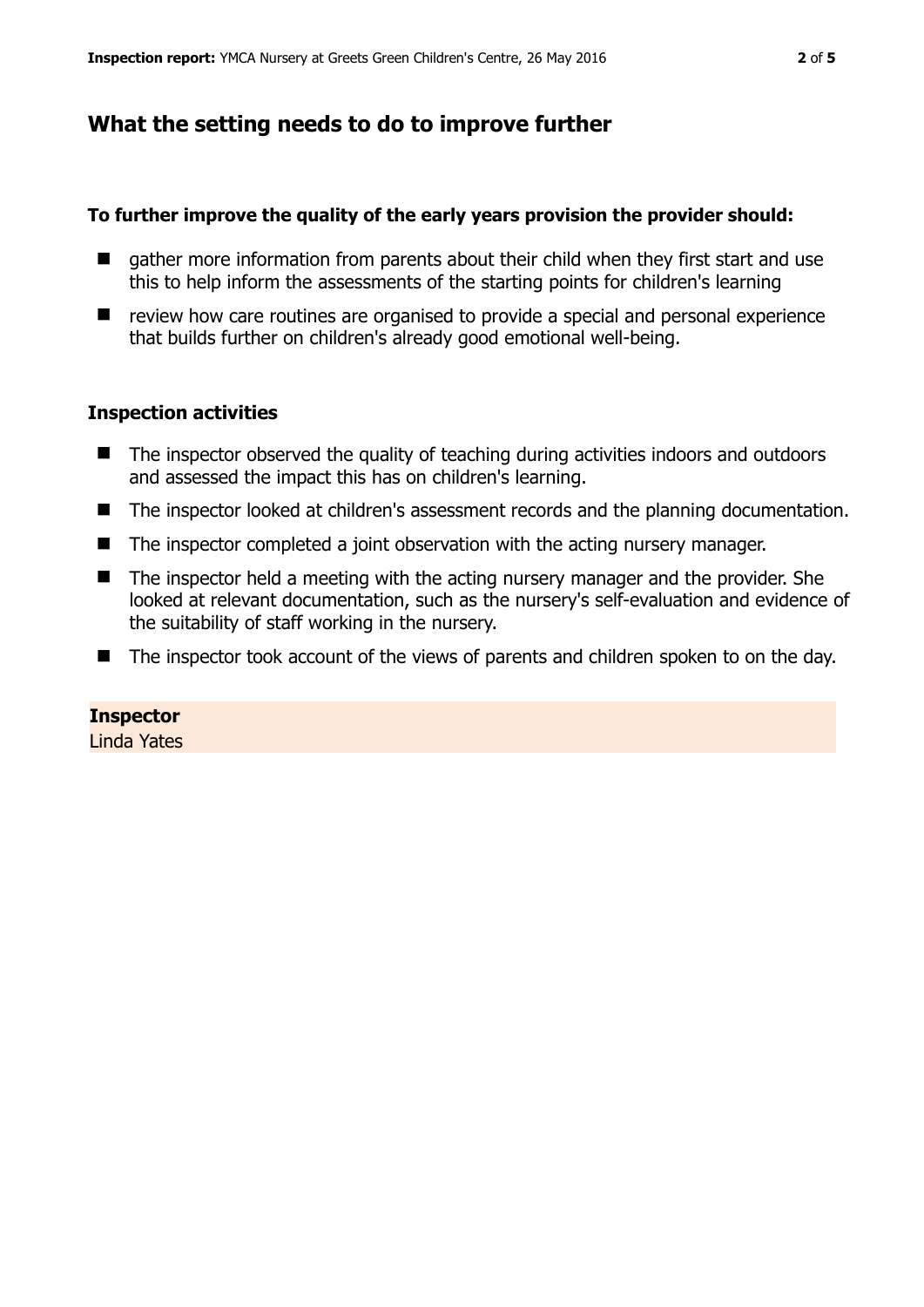## What the setting needs to do to improve further

**To further improve the quality of the early years provision the provider should:**

- gather more information from parents about their child when they first start and use this to help inform the assessments of the starting points for children's learning
- review how care routines are organised to provide a special and personal experience that builds further on children's already good emotional well-being.

### Inspection activities

- The inspector observed the quality of teaching during activities indoors and outdoors and assessed the impact this has on children's learning.
- The inspector looked at children's assessment records and the planning documentation.
- The inspector completed a joint observation with the acting nursery manager.
- The inspector held a meeting with the acting nursery manager and the provider. She looked at relevant documentation, such as the nursery's self-evaluation and evidence of the suitability of staff working in the nursery.
- The inspector took account of the views of parents and children spoken to on the day.

**Inspector**
Linda Yates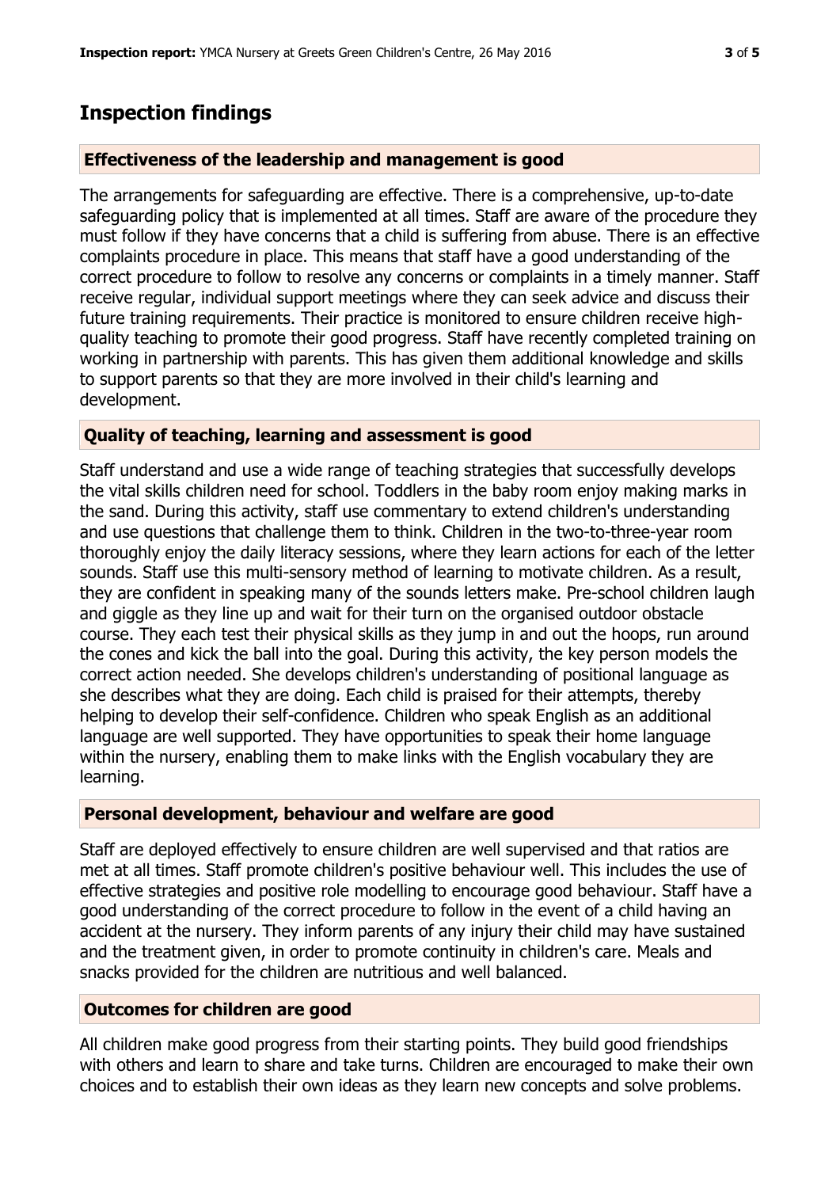## Inspection findings

### Effectiveness of the leadership and management is good

The arrangements for safeguarding are effective. There is a comprehensive, up-to-date safeguarding policy that is implemented at all times. Staff are aware of the procedure they must follow if they have concerns that a child is suffering from abuse. There is an effective complaints procedure in place. This means that staff have a good understanding of the correct procedure to follow to resolve any concerns or complaints in a timely manner. Staff receive regular, individual support meetings where they can seek advice and discuss their future training requirements. Their practice is monitored to ensure children receive high-quality teaching to promote their good progress. Staff have recently completed training on working in partnership with parents. This has given them additional knowledge and skills to support parents so that they are more involved in their child's learning and development.

### Quality of teaching, learning and assessment is good

Staff understand and use a wide range of teaching strategies that successfully develops the vital skills children need for school. Toddlers in the baby room enjoy making marks in the sand. During this activity, staff use commentary to extend children's understanding and use questions that challenge them to think. Children in the two-to-three-year room thoroughly enjoy the daily literacy sessions, where they learn actions for each of the letter sounds. Staff use this multi-sensory method of learning to motivate children. As a result, they are confident in speaking many of the sounds letters make. Pre-school children laugh and giggle as they line up and wait for their turn on the organised outdoor obstacle course. They each test their physical skills as they jump in and out the hoops, run around the cones and kick the ball into the goal. During this activity, the key person models the correct action needed. She develops children's understanding of positional language as she describes what they are doing. Each child is praised for their attempts, thereby helping to develop their self-confidence. Children who speak English as an additional language are well supported. They have opportunities to speak their home language within the nursery, enabling them to make links with the English vocabulary they are learning.

### Personal development, behaviour and welfare are good

Staff are deployed effectively to ensure children are well supervised and that ratios are met at all times. Staff promote children's positive behaviour well. This includes the use of effective strategies and positive role modelling to encourage good behaviour. Staff have a good understanding of the correct procedure to follow in the event of a child having an accident at the nursery. They inform parents of any injury their child may have sustained and the treatment given, in order to promote continuity in children's care. Meals and snacks provided for the children are nutritious and well balanced.

### Outcomes for children are good

All children make good progress from their starting points. They build good friendships with others and learn to share and take turns. Children are encouraged to make their own choices and to establish their own ideas as they learn new concepts and solve problems.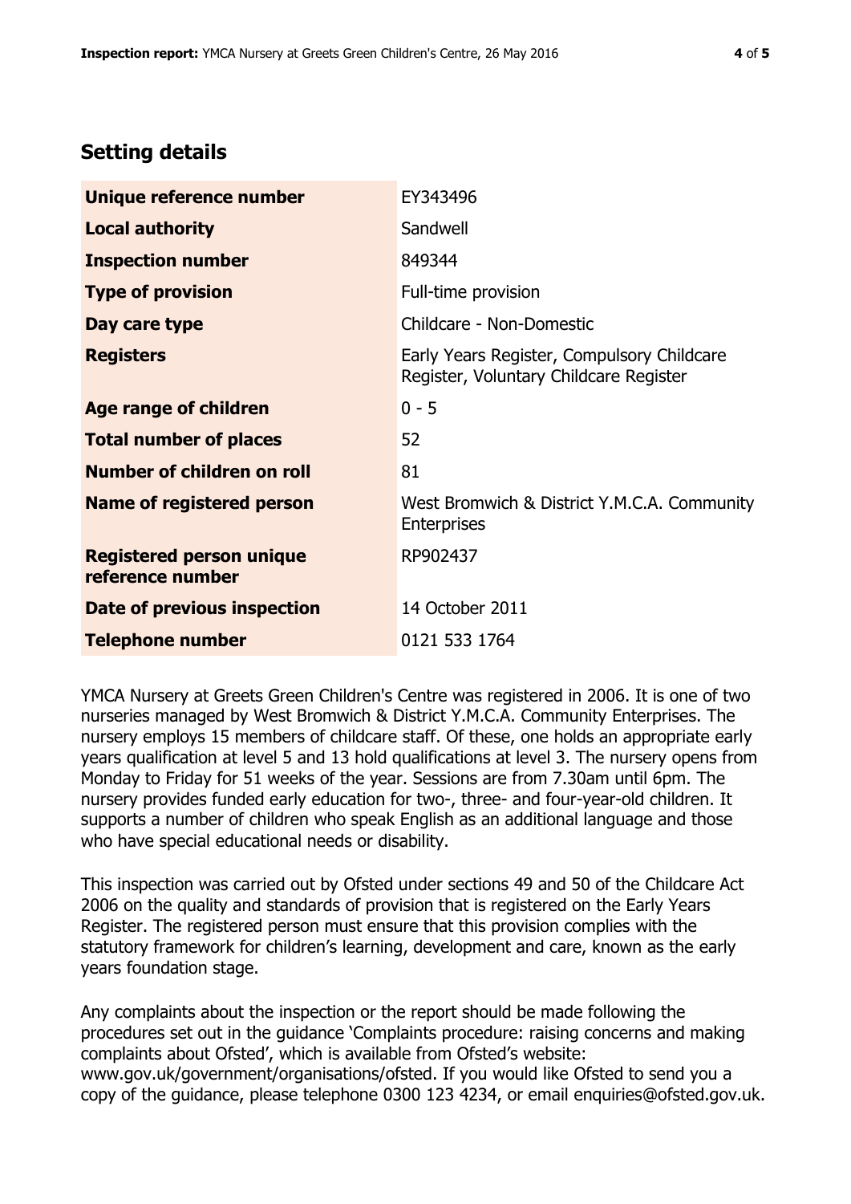## Setting details

| | |
|---|---|
| **Unique reference number** | EY343496 |
| **Local authority** | Sandwell |
| **Inspection number** | 849344 |
| **Type of provision** | Full-time provision |
| **Day care type** | Childcare - Non-Domestic |
| **Registers** | Early Years Register, Compulsory Childcare Register, Voluntary Childcare Register |
| **Age range of children** | 0 - 5 |
| **Total number of places** | 52 |
| **Number of children on roll** | 81 |
| **Name of registered person** | West Bromwich & District Y.M.C.A. Community Enterprises |
| **Registered person unique reference number** | RP902437 |
| **Date of previous inspection** | 14 October 2011 |
| **Telephone number** | 0121 533 1764 |

YMCA Nursery at Greets Green Children's Centre was registered in 2006. It is one of two nurseries managed by West Bromwich & District Y.M.C.A. Community Enterprises. The nursery employs 15 members of childcare staff. Of these, one holds an appropriate early years qualification at level 5 and 13 hold qualifications at level 3. The nursery opens from Monday to Friday for 51 weeks of the year. Sessions are from 7.30am until 6pm. The nursery provides funded early education for two-, three- and four-year-old children. It supports a number of children who speak English as an additional language and those who have special educational needs or disability.

This inspection was carried out by Ofsted under sections 49 and 50 of the Childcare Act 2006 on the quality and standards of provision that is registered on the Early Years Register. The registered person must ensure that this provision complies with the statutory framework for children's learning, development and care, known as the early years foundation stage.

Any complaints about the inspection or the report should be made following the procedures set out in the guidance 'Complaints procedure: raising concerns and making complaints about Ofsted', which is available from Ofsted's website: www.gov.uk/government/organisations/ofsted. If you would like Ofsted to send you a copy of the guidance, please telephone 0300 123 4234, or email enquiries@ofsted.gov.uk.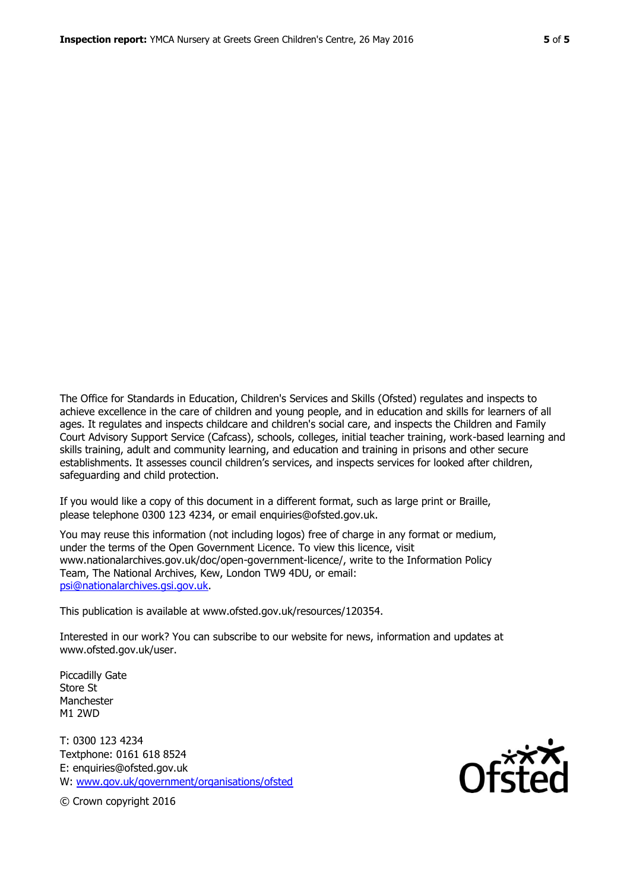The Office for Standards in Education, Children's Services and Skills (Ofsted) regulates and inspects to achieve excellence in the care of children and young people, and in education and skills for learners of all ages. It regulates and inspects childcare and children's social care, and inspects the Children and Family Court Advisory Support Service (Cafcass), schools, colleges, initial teacher training, work-based learning and skills training, adult and community learning, and education and training in prisons and other secure establishments. It assesses council children's services, and inspects services for looked after children, safeguarding and child protection.

If you would like a copy of this document in a different format, such as large print or Braille, please telephone 0300 123 4234, or email enquiries@ofsted.gov.uk.

You may reuse this information (not including logos) free of charge in any format or medium, under the terms of the Open Government Licence. To view this licence, visit www.nationalarchives.gov.uk/doc/open-government-licence/, write to the Information Policy Team, The National Archives, Kew, London TW9 4DU, or email: psi@nationalarchives.gsi.gov.uk.

This publication is available at www.ofsted.gov.uk/resources/120354.

Interested in our work? You can subscribe to our website for news, information and updates at www.ofsted.gov.uk/user.

Piccadilly Gate
Store St
Manchester
M1 2WD

T: 0300 123 4234
Textphone: 0161 618 8524
E: enquiries@ofsted.gov.uk
W: www.gov.uk/government/organisations/ofsted

© Crown copyright 2016